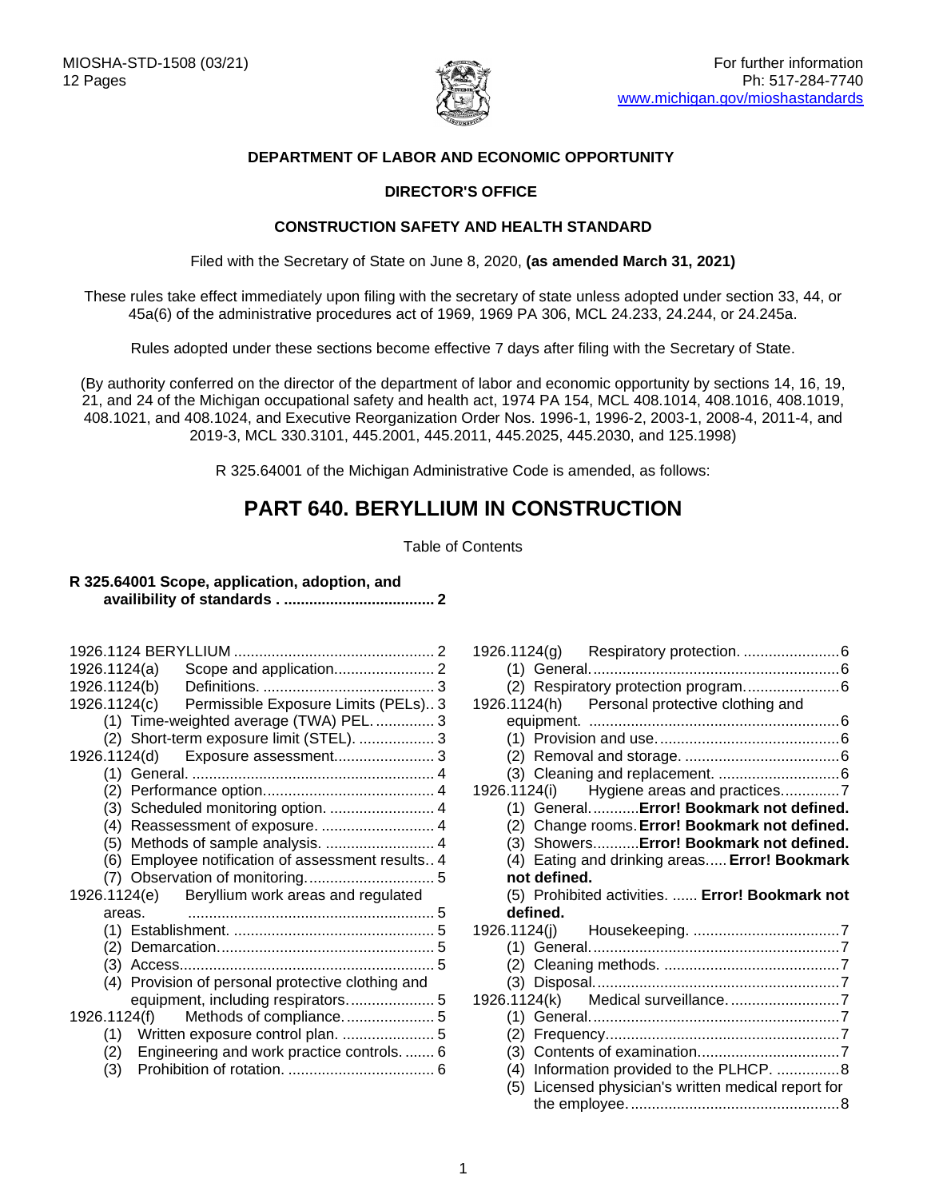MIOSHA-STD-1508 (03/21)
12 Pages

For further information
Ph: 517-284-7740
www.michigan.gov/mioshastandards

**DEPARTMENT OF LABOR AND ECONOMIC OPPORTUNITY**

**DIRECTOR'S OFFICE**

**CONSTRUCTION SAFETY AND HEALTH STANDARD**

Filed with the Secretary of State on June 8, 2020, **(as amended March 31, 2021)**

These rules take effect immediately upon filing with the secretary of state unless adopted under section 33, 44, or 45a(6) of the administrative procedures act of 1969, 1969 PA 306, MCL 24.233, 24.244, or 24.245a.

Rules adopted under these sections become effective 7 days after filing with the Secretary of State.

(By authority conferred on the director of the department of labor and economic opportunity by sections 14, 16, 19, 21, and 24 of the Michigan occupational safety and health act, 1974 PA 154, MCL 408.1014, 408.1016, 408.1019, 408.1021, and 408.1024, and Executive Reorganization Order Nos. 1996-1, 1996-2, 2003-1, 2008-4, 2011-4, and 2019-3, MCL 330.3101, 445.2001, 445.2011, 445.2025, 445.2030, and 125.1998)

R 325.64001 of the Michigan Administrative Code is amended, as follows:

# PART 640. BERYLLIUM IN CONSTRUCTION

Table of Contents

**R 325.64001 Scope, application, adoption, and availibility of standards . .................................. 2**

1926.1124 BERYLLIUM ............................................... 2
1926.1124(a) Scope and application....................... 2
1926.1124(b) Definitions. ........................................ 3
1926.1124(c) Permissible Exposure Limits (PELs).. 3
- (1) Time-weighted average (TWA) PEL. ............. 3
- (2) Short-term exposure limit (STEL). ................. 3

1926.1124(d) Exposure assessment....................... 3
- (1) General. ......................................................... 4
- (2) Performance option........................................ 4
- (3) Scheduled monitoring option. ........................ 4
- (4) Reassessment of exposure. .......................... 4
- (5) Methods of sample analysis. ......................... 4
- (6) Employee notification of assessment results.. 4
- (7) Observation of monitoring............................. 5

1926.1124(e) Beryllium work areas and regulated areas. .......................................................... 5
- (1) Establishment. ............................................... 5
- (2) Demarcation.................................................. 5
- (3) Access........................................................... 5
- (4) Provision of personal protective clothing and equipment, including respirators.................... 5

1926.1124(f) Methods of compliance..................... 5
- (1) Written exposure control plan. ...................... 5
- (2) Engineering and work practice controls. ....... 6
- (3) Prohibition of rotation. .................................. 6

1926.1124(g) Respiratory protection. ....................... 6
- (1) General.......................................................... 6
- (2) Respiratory protection program...................... 6

1926.1124(h) Personal protective clothing and equipment. ............................................................ 6
- (1) Provision and use.......................................... 6
- (2) Removal and storage. ................................... 6
- (3) Cleaning and replacement. ............................ 6

1926.1124(i) Hygiene areas and practices............. 7
- (1) General...........**Error! Bookmark not defined.**
- (2) Change rooms.**Error! Bookmark not defined.**
- (3) Showers..........**Error! Bookmark not defined.**
- (4) Eating and drinking areas.....**Error! Bookmark not defined.**
- (5) Prohibited activities. ...... **Error! Bookmark not defined.**

1926.1124(j) Housekeeping. .................................. 7
- (1) General.......................................................... 7
- (2) Cleaning methods. ......................................... 7
- (3) Disposal......................................................... 7

1926.1124(k) Medical surveillance.......................... 7
- (1) General.......................................................... 7
- (2) Frequency...................................................... 7
- (3) Contents of examination................................ 7
- (4) Information provided to the PLHCP. .............. 8
- (5) Licensed physician's written medical report for the employee.................................................. 8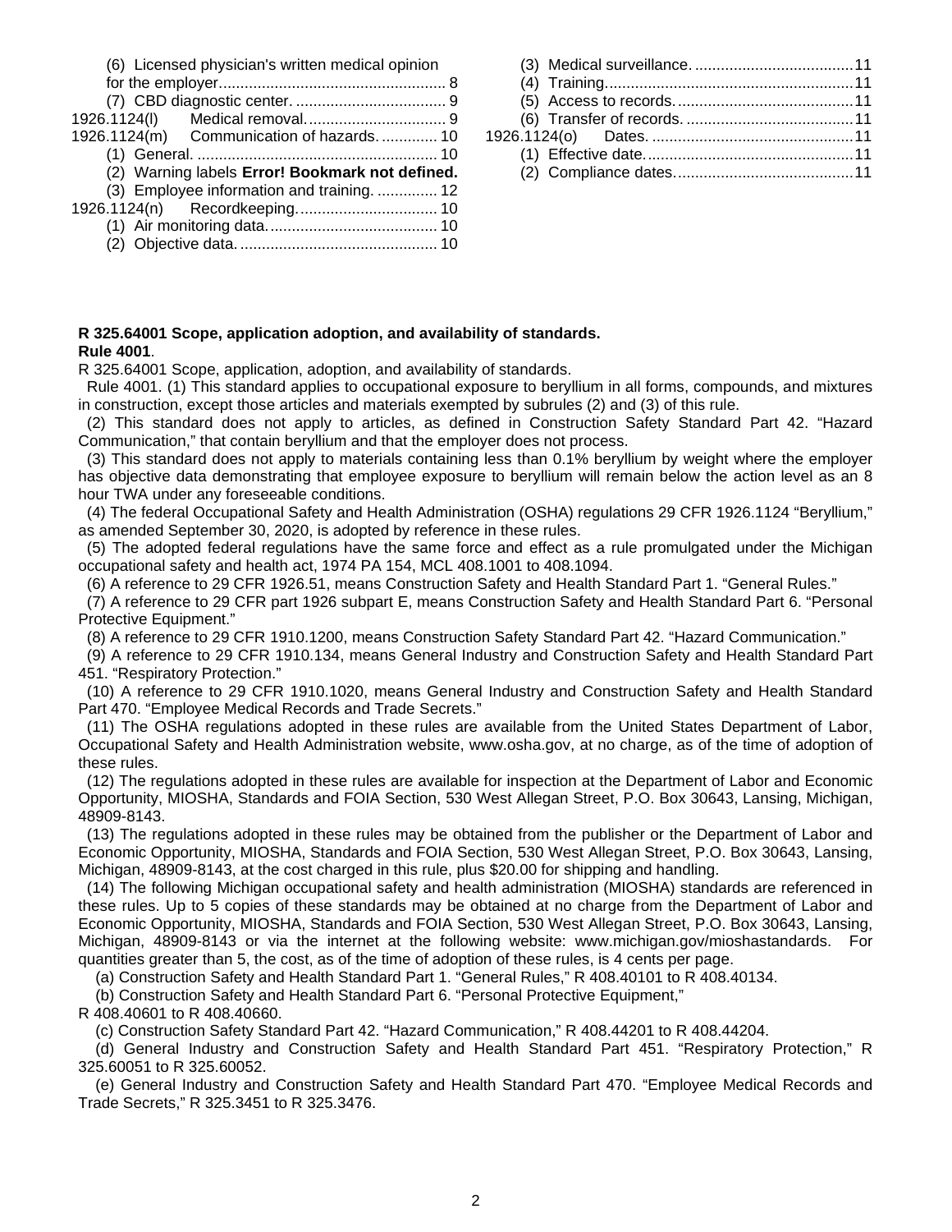(6) Licensed physician's written medical opinion for the employer.................................................... 8
(7) CBD diagnostic center. .................................. 9
1926.1124(l) Medical removal................................ 9
1926.1124(m) Communication of hazards. ............ 10
(1) General. ........................................................ 10
(2) Warning labels **Error! Bookmark not defined.**
(3) Employee information and training. ............. 12
1926.1124(n) Recordkeeping................................ 10
(1) Air monitoring data....................................... 10
(2) Objective data. ............................................. 10
(3) Medical surveillance. .....................................11
(4) Training..........................................................11
(5) Access to records. .........................................11
(6) Transfer of records. .......................................11
1926.1124(o) Dates. ...............................................11
(1) Effective date.................................................11
(2) Compliance dates..........................................11

**R 325.64001 Scope, application adoption, and availability of standards.**
**Rule 4001**.

R 325.64001 Scope, application, adoption, and availability of standards.

Rule 4001. (1) This standard applies to occupational exposure to beryllium in all forms, compounds, and mixtures in construction, except those articles and materials exempted by subrules (2) and (3) of this rule.

(2) This standard does not apply to articles, as defined in Construction Safety Standard Part 42. "Hazard Communication," that contain beryllium and that the employer does not process.

(3) This standard does not apply to materials containing less than 0.1% beryllium by weight where the employer has objective data demonstrating that employee exposure to beryllium will remain below the action level as an 8 hour TWA under any foreseeable conditions.

(4) The federal Occupational Safety and Health Administration (OSHA) regulations 29 CFR 1926.1124 "Beryllium," as amended September 30, 2020, is adopted by reference in these rules.

(5) The adopted federal regulations have the same force and effect as a rule promulgated under the Michigan occupational safety and health act, 1974 PA 154, MCL 408.1001 to 408.1094.

(6) A reference to 29 CFR 1926.51, means Construction Safety and Health Standard Part 1. "General Rules."

(7) A reference to 29 CFR part 1926 subpart E, means Construction Safety and Health Standard Part 6. "Personal Protective Equipment."

(8) A reference to 29 CFR 1910.1200, means Construction Safety Standard Part 42. "Hazard Communication."

(9) A reference to 29 CFR 1910.134, means General Industry and Construction Safety and Health Standard Part 451. "Respiratory Protection."

(10) A reference to 29 CFR 1910.1020, means General Industry and Construction Safety and Health Standard Part 470. "Employee Medical Records and Trade Secrets."

(11) The OSHA regulations adopted in these rules are available from the United States Department of Labor, Occupational Safety and Health Administration website, www.osha.gov, at no charge, as of the time of adoption of these rules.

(12) The regulations adopted in these rules are available for inspection at the Department of Labor and Economic Opportunity, MIOSHA, Standards and FOIA Section, 530 West Allegan Street, P.O. Box 30643, Lansing, Michigan, 48909-8143.

(13) The regulations adopted in these rules may be obtained from the publisher or the Department of Labor and Economic Opportunity, MIOSHA, Standards and FOIA Section, 530 West Allegan Street, P.O. Box 30643, Lansing, Michigan, 48909-8143, at the cost charged in this rule, plus $20.00 for shipping and handling.

(14) The following Michigan occupational safety and health administration (MIOSHA) standards are referenced in these rules. Up to 5 copies of these standards may be obtained at no charge from the Department of Labor and Economic Opportunity, MIOSHA, Standards and FOIA Section, 530 West Allegan Street, P.O. Box 30643, Lansing, Michigan, 48909-8143 or via the internet at the following website: www.michigan.gov/mioshastandards. For quantities greater than 5, the cost, as of the time of adoption of these rules, is 4 cents per page.

(a) Construction Safety and Health Standard Part 1. "General Rules," R 408.40101 to R 408.40134.

(b) Construction Safety and Health Standard Part 6. "Personal Protective Equipment," R 408.40601 to R 408.40660.

(c) Construction Safety Standard Part 42. "Hazard Communication," R 408.44201 to R 408.44204.

(d) General Industry and Construction Safety and Health Standard Part 451. "Respiratory Protection," R 325.60051 to R 325.60052.

(e) General Industry and Construction Safety and Health Standard Part 470. "Employee Medical Records and Trade Secrets," R 325.3451 to R 325.3476.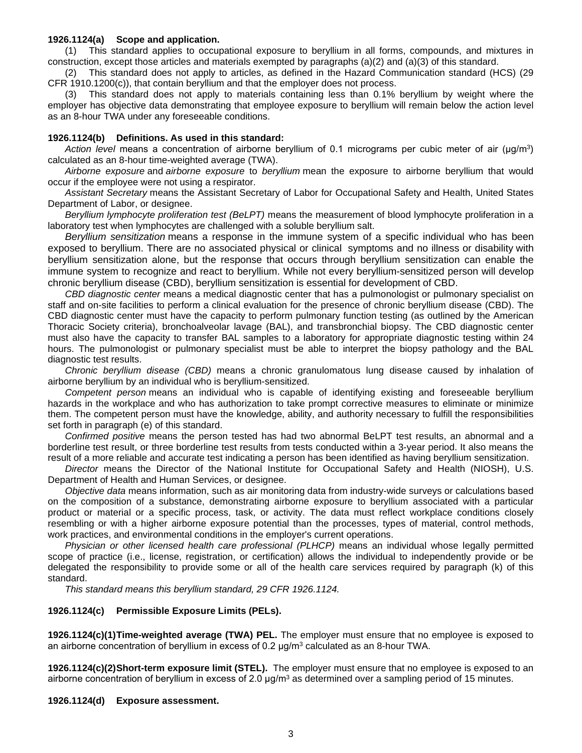**1926.1124(a) Scope and application.**

(1) This standard applies to occupational exposure to beryllium in all forms, compounds, and mixtures in construction, except those articles and materials exempted by paragraphs (a)(2) and (a)(3) of this standard.

(2) This standard does not apply to articles, as defined in the Hazard Communication standard (HCS) (29 CFR 1910.1200(c)), that contain beryllium and that the employer does not process.

(3) This standard does not apply to materials containing less than 0.1% beryllium by weight where the employer has objective data demonstrating that employee exposure to beryllium will remain below the action level as an 8-hour TWA under any foreseeable conditions.

**1926.1124(b) Definitions. As used in this standard:**

*Action level* means a concentration of airborne beryllium of 0.1 micrograms per cubic meter of air (μg/m$^3$) calculated as an 8-hour time-weighted average (TWA).

*Airborne exposure* and *airborne exposure* to *beryllium* mean the exposure to airborne beryllium that would occur if the employee were not using a respirator.

*Assistant Secretary* means the Assistant Secretary of Labor for Occupational Safety and Health, United States Department of Labor, or designee.

*Beryllium lymphocyte proliferation test (BeLPT)* means the measurement of blood lymphocyte proliferation in a laboratory test when lymphocytes are challenged with a soluble beryllium salt.

*Beryllium sensitization* means a response in the immune system of a specific individual who has been exposed to beryllium. There are no associated physical or clinical symptoms and no illness or disability with beryllium sensitization alone, but the response that occurs through beryllium sensitization can enable the immune system to recognize and react to beryllium. While not every beryllium-sensitized person will develop chronic beryllium disease (CBD), beryllium sensitization is essential for development of CBD.

*CBD diagnostic center* means a medical diagnostic center that has a pulmonologist or pulmonary specialist on staff and on-site facilities to perform a clinical evaluation for the presence of chronic beryllium disease (CBD). The CBD diagnostic center must have the capacity to perform pulmonary function testing (as outlined by the American Thoracic Society criteria), bronchoalveolar lavage (BAL), and transbronchial biopsy. The CBD diagnostic center must also have the capacity to transfer BAL samples to a laboratory for appropriate diagnostic testing within 24 hours. The pulmonologist or pulmonary specialist must be able to interpret the biopsy pathology and the BAL diagnostic test results.

*Chronic beryllium disease (CBD)* means a chronic granulomatous lung disease caused by inhalation of airborne beryllium by an individual who is beryllium-sensitized.

*Competent person* means an individual who is capable of identifying existing and foreseeable beryllium hazards in the workplace and who has authorization to take prompt corrective measures to eliminate or minimize them. The competent person must have the knowledge, ability, and authority necessary to fulfill the responsibilities set forth in paragraph (e) of this standard.

*Confirmed positive* means the person tested has had two abnormal BeLPT test results, an abnormal and a borderline test result, or three borderline test results from tests conducted within a 3-year period. It also means the result of a more reliable and accurate test indicating a person has been identified as having beryllium sensitization.

*Director* means the Director of the National Institute for Occupational Safety and Health (NIOSH), U.S. Department of Health and Human Services, or designee.

*Objective data* means information, such as air monitoring data from industry-wide surveys or calculations based on the composition of a substance, demonstrating airborne exposure to beryllium associated with a particular product or material or a specific process, task, or activity. The data must reflect workplace conditions closely resembling or with a higher airborne exposure potential than the processes, types of material, control methods, work practices, and environmental conditions in the employer's current operations.

*Physician or other licensed health care professional (PLHCP)* means an individual whose legally permitted scope of practice (i.e., license, registration, or certification) allows the individual to independently provide or be delegated the responsibility to provide some or all of the health care services required by paragraph (k) of this standard.

*This standard means this beryllium standard, 29 CFR 1926.1124.*

**1926.1124(c) Permissible Exposure Limits (PELs).**

**1926.1124(c)(1) Time-weighted average (TWA) PEL.** The employer must ensure that no employee is exposed to an airborne concentration of beryllium in excess of 0.2 μg/m$^3$ calculated as an 8-hour TWA.

**1926.1124(c)(2) Short-term exposure limit (STEL).** The employer must ensure that no employee is exposed to an airborne concentration of beryllium in excess of 2.0 μg/m$^3$ as determined over a sampling period of 15 minutes.

**1926.1124(d) Exposure assessment.**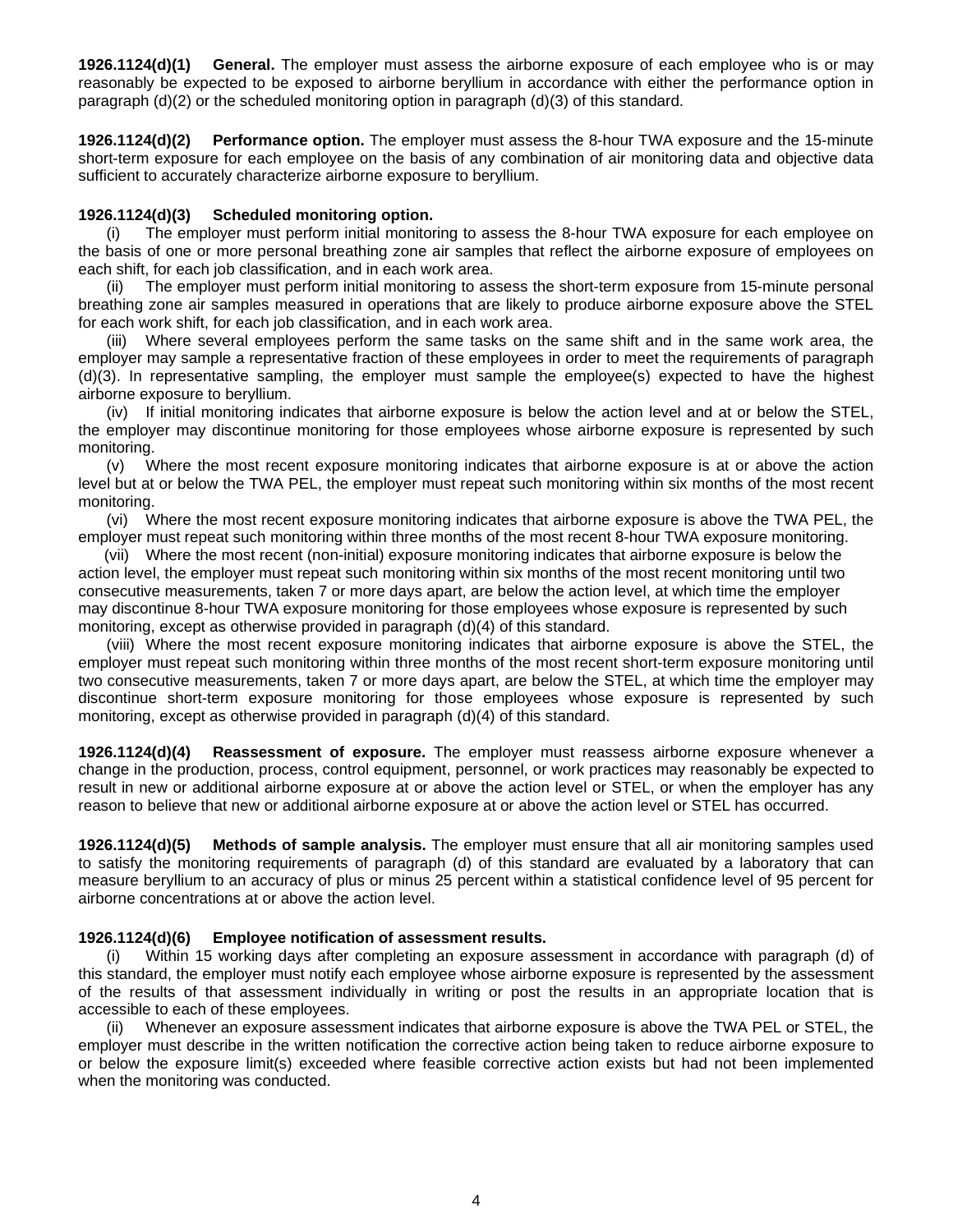**1926.1124(d)(1) General.** The employer must assess the airborne exposure of each employee who is or may reasonably be expected to be exposed to airborne beryllium in accordance with either the performance option in paragraph (d)(2) or the scheduled monitoring option in paragraph (d)(3) of this standard.

**1926.1124(d)(2) Performance option.** The employer must assess the 8-hour TWA exposure and the 15-minute short-term exposure for each employee on the basis of any combination of air monitoring data and objective data sufficient to accurately characterize airborne exposure to beryllium.

**1926.1124(d)(3) Scheduled monitoring option.**

(i) The employer must perform initial monitoring to assess the 8-hour TWA exposure for each employee on the basis of one or more personal breathing zone air samples that reflect the airborne exposure of employees on each shift, for each job classification, and in each work area.

(ii) The employer must perform initial monitoring to assess the short-term exposure from 15-minute personal breathing zone air samples measured in operations that are likely to produce airborne exposure above the STEL for each work shift, for each job classification, and in each work area.

(iii) Where several employees perform the same tasks on the same shift and in the same work area, the employer may sample a representative fraction of these employees in order to meet the requirements of paragraph (d)(3). In representative sampling, the employer must sample the employee(s) expected to have the highest airborne exposure to beryllium.

(iv) If initial monitoring indicates that airborne exposure is below the action level and at or below the STEL, the employer may discontinue monitoring for those employees whose airborne exposure is represented by such monitoring.

(v) Where the most recent exposure monitoring indicates that airborne exposure is at or above the action level but at or below the TWA PEL, the employer must repeat such monitoring within six months of the most recent monitoring.

(vi) Where the most recent exposure monitoring indicates that airborne exposure is above the TWA PEL, the employer must repeat such monitoring within three months of the most recent 8-hour TWA exposure monitoring.

(vii) Where the most recent (non-initial) exposure monitoring indicates that airborne exposure is below the action level, the employer must repeat such monitoring within six months of the most recent monitoring until two consecutive measurements, taken 7 or more days apart, are below the action level, at which time the employer may discontinue 8-hour TWA exposure monitoring for those employees whose exposure is represented by such monitoring, except as otherwise provided in paragraph (d)(4) of this standard.

(viii) Where the most recent exposure monitoring indicates that airborne exposure is above the STEL, the employer must repeat such monitoring within three months of the most recent short-term exposure monitoring until two consecutive measurements, taken 7 or more days apart, are below the STEL, at which time the employer may discontinue short-term exposure monitoring for those employees whose exposure is represented by such monitoring, except as otherwise provided in paragraph (d)(4) of this standard.

**1926.1124(d)(4) Reassessment of exposure.** The employer must reassess airborne exposure whenever a change in the production, process, control equipment, personnel, or work practices may reasonably be expected to result in new or additional airborne exposure at or above the action level or STEL, or when the employer has any reason to believe that new or additional airborne exposure at or above the action level or STEL has occurred.

**1926.1124(d)(5) Methods of sample analysis.** The employer must ensure that all air monitoring samples used to satisfy the monitoring requirements of paragraph (d) of this standard are evaluated by a laboratory that can measure beryllium to an accuracy of plus or minus 25 percent within a statistical confidence level of 95 percent for airborne concentrations at or above the action level.

**1926.1124(d)(6) Employee notification of assessment results.**

(i) Within 15 working days after completing an exposure assessment in accordance with paragraph (d) of this standard, the employer must notify each employee whose airborne exposure is represented by the assessment of the results of that assessment individually in writing or post the results in an appropriate location that is accessible to each of these employees.

(ii) Whenever an exposure assessment indicates that airborne exposure is above the TWA PEL or STEL, the employer must describe in the written notification the corrective action being taken to reduce airborne exposure to or below the exposure limit(s) exceeded where feasible corrective action exists but had not been implemented when the monitoring was conducted.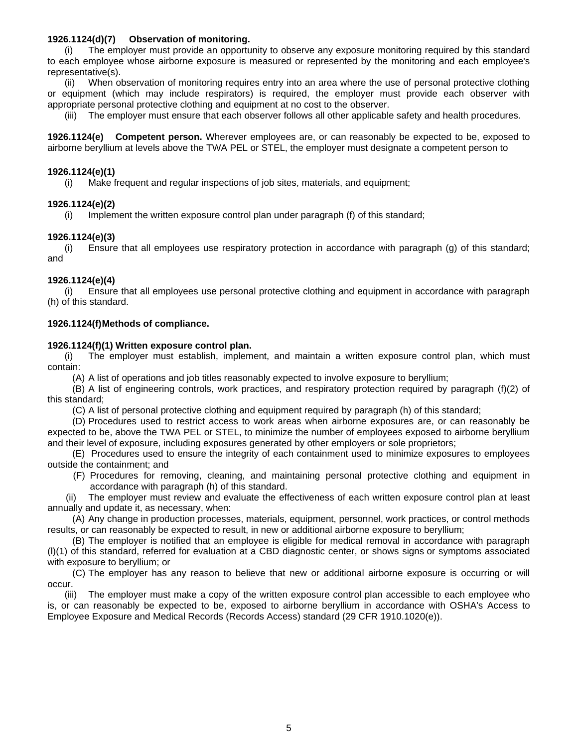**1926.1124(d)(7) Observation of monitoring.**

(i) The employer must provide an opportunity to observe any exposure monitoring required by this standard to each employee whose airborne exposure is measured or represented by the monitoring and each employee's representative(s).

(ii) When observation of monitoring requires entry into an area where the use of personal protective clothing or equipment (which may include respirators) is required, the employer must provide each observer with appropriate personal protective clothing and equipment at no cost to the observer.

(iii) The employer must ensure that each observer follows all other applicable safety and health procedures.

**1926.1124(e) Competent person.** Wherever employees are, or can reasonably be expected to be, exposed to airborne beryllium at levels above the TWA PEL or STEL, the employer must designate a competent person to

**1926.1124(e)(1)**

(i) Make frequent and regular inspections of job sites, materials, and equipment;

**1926.1124(e)(2)**

(i) Implement the written exposure control plan under paragraph (f) of this standard;

**1926.1124(e)(3)**

(i) Ensure that all employees use respiratory protection in accordance with paragraph (g) of this standard; and

**1926.1124(e)(4)**

(i) Ensure that all employees use personal protective clothing and equipment in accordance with paragraph (h) of this standard.

**1926.1124(f) Methods of compliance.**

**1926.1124(f)(1) Written exposure control plan.**

(i) The employer must establish, implement, and maintain a written exposure control plan, which must contain:

(A) A list of operations and job titles reasonably expected to involve exposure to beryllium;

(B) A list of engineering controls, work practices, and respiratory protection required by paragraph (f)(2) of this standard;

(C) A list of personal protective clothing and equipment required by paragraph (h) of this standard;

(D) Procedures used to restrict access to work areas when airborne exposures are, or can reasonably be expected to be, above the TWA PEL or STEL, to minimize the number of employees exposed to airborne beryllium and their level of exposure, including exposures generated by other employers or sole proprietors;

(E) Procedures used to ensure the integrity of each containment used to minimize exposures to employees outside the containment; and

(F) Procedures for removing, cleaning, and maintaining personal protective clothing and equipment in accordance with paragraph (h) of this standard.

(ii) The employer must review and evaluate the effectiveness of each written exposure control plan at least annually and update it, as necessary, when:

(A) Any change in production processes, materials, equipment, personnel, work practices, or control methods results, or can reasonably be expected to result, in new or additional airborne exposure to beryllium;

(B) The employer is notified that an employee is eligible for medical removal in accordance with paragraph (l)(1) of this standard, referred for evaluation at a CBD diagnostic center, or shows signs or symptoms associated with exposure to beryllium; or

(C) The employer has any reason to believe that new or additional airborne exposure is occurring or will occur.

(iii) The employer must make a copy of the written exposure control plan accessible to each employee who is, or can reasonably be expected to be, exposed to airborne beryllium in accordance with OSHA's Access to Employee Exposure and Medical Records (Records Access) standard (29 CFR 1910.1020(e)).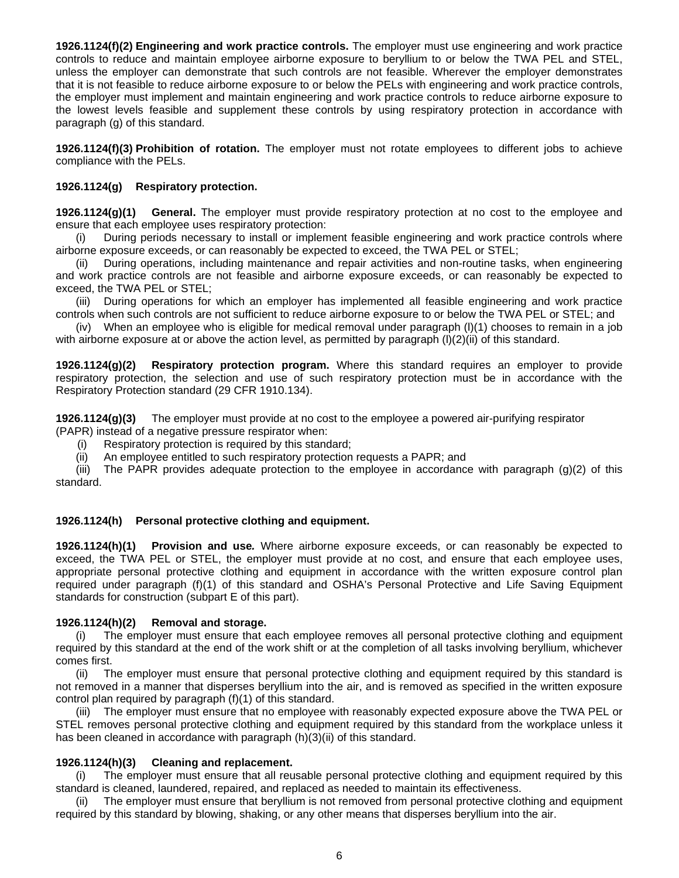**1926.1124(f)(2) Engineering and work practice controls.** The employer must use engineering and work practice controls to reduce and maintain employee airborne exposure to beryllium to or below the TWA PEL and STEL, unless the employer can demonstrate that such controls are not feasible. Wherever the employer demonstrates that it is not feasible to reduce airborne exposure to or below the PELs with engineering and work practice controls, the employer must implement and maintain engineering and work practice controls to reduce airborne exposure to the lowest levels feasible and supplement these controls by using respiratory protection in accordance with paragraph (g) of this standard.

**1926.1124(f)(3) Prohibition of rotation.** The employer must not rotate employees to different jobs to achieve compliance with the PELs.

**1926.1124(g) Respiratory protection.**

**1926.1124(g)(1) General.** The employer must provide respiratory protection at no cost to the employee and ensure that each employee uses respiratory protection:

(i) During periods necessary to install or implement feasible engineering and work practice controls where airborne exposure exceeds, or can reasonably be expected to exceed, the TWA PEL or STEL;

(ii) During operations, including maintenance and repair activities and non-routine tasks, when engineering and work practice controls are not feasible and airborne exposure exceeds, or can reasonably be expected to exceed, the TWA PEL or STEL;

(iii) During operations for which an employer has implemented all feasible engineering and work practice controls when such controls are not sufficient to reduce airborne exposure to or below the TWA PEL or STEL; and

(iv) When an employee who is eligible for medical removal under paragraph (l)(1) chooses to remain in a job with airborne exposure at or above the action level, as permitted by paragraph (l)(2)(ii) of this standard.

**1926.1124(g)(2) Respiratory protection program.** Where this standard requires an employer to provide respiratory protection, the selection and use of such respiratory protection must be in accordance with the Respiratory Protection standard (29 CFR 1910.134).

**1926.1124(g)(3)** The employer must provide at no cost to the employee a powered air-purifying respirator (PAPR) instead of a negative pressure respirator when:

(i) Respiratory protection is required by this standard;

(ii) An employee entitled to such respiratory protection requests a PAPR; and

(iii) The PAPR provides adequate protection to the employee in accordance with paragraph (g)(2) of this standard.

**1926.1124(h) Personal protective clothing and equipment.**

**1926.1124(h)(1) Provision and use*.*** Where airborne exposure exceeds, or can reasonably be expected to exceed, the TWA PEL or STEL, the employer must provide at no cost, and ensure that each employee uses, appropriate personal protective clothing and equipment in accordance with the written exposure control plan required under paragraph (f)(1) of this standard and OSHA's Personal Protective and Life Saving Equipment standards for construction (subpart E of this part).

**1926.1124(h)(2) Removal and storage.**

(i) The employer must ensure that each employee removes all personal protective clothing and equipment required by this standard at the end of the work shift or at the completion of all tasks involving beryllium, whichever comes first.

(ii) The employer must ensure that personal protective clothing and equipment required by this standard is not removed in a manner that disperses beryllium into the air, and is removed as specified in the written exposure control plan required by paragraph (f)(1) of this standard.

(iii) The employer must ensure that no employee with reasonably expected exposure above the TWA PEL or STEL removes personal protective clothing and equipment required by this standard from the workplace unless it has been cleaned in accordance with paragraph (h)(3)(ii) of this standard.

**1926.1124(h)(3) Cleaning and replacement.**

(i) The employer must ensure that all reusable personal protective clothing and equipment required by this standard is cleaned, laundered, repaired, and replaced as needed to maintain its effectiveness.

(ii) The employer must ensure that beryllium is not removed from personal protective clothing and equipment required by this standard by blowing, shaking, or any other means that disperses beryllium into the air.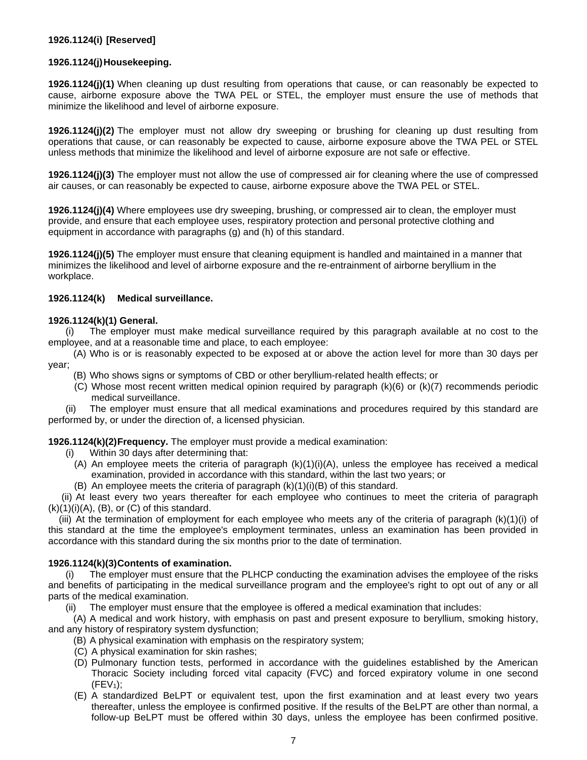**1926.1124(i) [Reserved]**

**1926.1124(j) Housekeeping.**

**1926.1124(j)(1)** When cleaning up dust resulting from operations that cause, or can reasonably be expected to cause, airborne exposure above the TWA PEL or STEL, the employer must ensure the use of methods that minimize the likelihood and level of airborne exposure.

**1926.1124(j)(2)** The employer must not allow dry sweeping or brushing for cleaning up dust resulting from operations that cause, or can reasonably be expected to cause, airborne exposure above the TWA PEL or STEL unless methods that minimize the likelihood and level of airborne exposure are not safe or effective.

**1926.1124(j)(3)** The employer must not allow the use of compressed air for cleaning where the use of compressed air causes, or can reasonably be expected to cause, airborne exposure above the TWA PEL or STEL.

**1926.1124(j)(4)** Where employees use dry sweeping, brushing, or compressed air to clean, the employer must provide, and ensure that each employee uses, respiratory protection and personal protective clothing and equipment in accordance with paragraphs (g) and (h) of this standard.

**1926.1124(j)(5)** The employer must ensure that cleaning equipment is handled and maintained in a manner that minimizes the likelihood and level of airborne exposure and the re-entrainment of airborne beryllium in the workplace.

**1926.1124(k) Medical surveillance.**

**1926.1124(k)(1) General.**

(i) The employer must make medical surveillance required by this paragraph available at no cost to the employee, and at a reasonable time and place, to each employee:

(A) Who is or is reasonably expected to be exposed at or above the action level for more than 30 days per year;

(B) Who shows signs or symptoms of CBD or other beryllium-related health effects; or

(C) Whose most recent written medical opinion required by paragraph (k)(6) or (k)(7) recommends periodic medical surveillance.

(ii) The employer must ensure that all medical examinations and procedures required by this standard are performed by, or under the direction of, a licensed physician.

**1926.1124(k)(2) Frequency.** The employer must provide a medical examination:

(i) Within 30 days after determining that:

(A) An employee meets the criteria of paragraph (k)(1)(i)(A), unless the employee has received a medical examination, provided in accordance with this standard, within the last two years; or

(B) An employee meets the criteria of paragraph (k)(1)(i)(B) of this standard.

(ii) At least every two years thereafter for each employee who continues to meet the criteria of paragraph (k)(1)(i)(A), (B), or (C) of this standard.

(iii) At the termination of employment for each employee who meets any of the criteria of paragraph (k)(1)(i) of this standard at the time the employee's employment terminates, unless an examination has been provided in accordance with this standard during the six months prior to the date of termination.

**1926.1124(k)(3) Contents of examination.**

(i) The employer must ensure that the PLHCP conducting the examination advises the employee of the risks and benefits of participating in the medical surveillance program and the employee's right to opt out of any or all parts of the medical examination.

(ii) The employer must ensure that the employee is offered a medical examination that includes:

(A) A medical and work history, with emphasis on past and present exposure to beryllium, smoking history, and any history of respiratory system dysfunction;

(B) A physical examination with emphasis on the respiratory system;

(C) A physical examination for skin rashes;

(D) Pulmonary function tests, performed in accordance with the guidelines established by the American Thoracic Society including forced vital capacity (FVC) and forced expiratory volume in one second ($FEV_1$);

(E) A standardized BeLPT or equivalent test, upon the first examination and at least every two years thereafter, unless the employee is confirmed positive. If the results of the BeLPT are other than normal, a follow-up BeLPT must be offered within 30 days, unless the employee has been confirmed positive.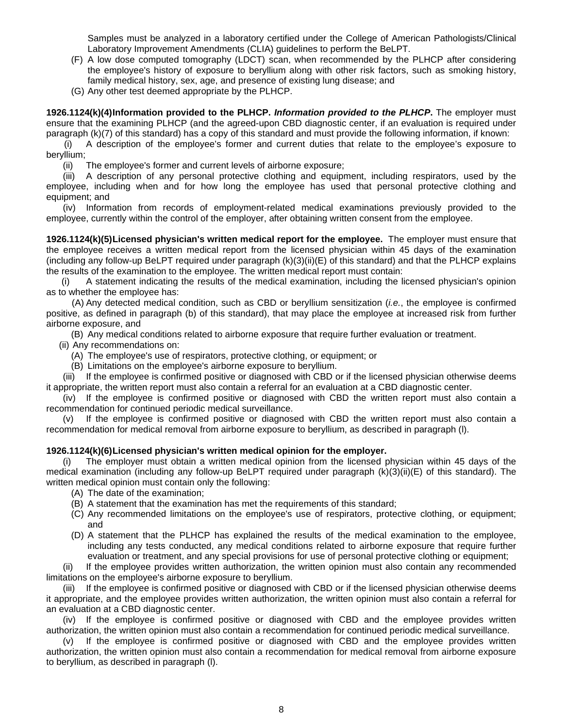Samples must be analyzed in a laboratory certified under the College of American Pathologists/Clinical Laboratory Improvement Amendments (CLIA) guidelines to perform the BeLPT.

(F) A low dose computed tomography (LDCT) scan, when recommended by the PLHCP after considering the employee's history of exposure to beryllium along with other risk factors, such as smoking history, family medical history, sex, age, and presence of existing lung disease; and

(G) Any other test deemed appropriate by the PLHCP.

**1926.1124(k)(4)Information provided to the PLHCP.** ***Information provided to the PLHCP*****.** The employer must ensure that the examining PLHCP (and the agreed-upon CBD diagnostic center, if an evaluation is required under paragraph (k)(7) of this standard) has a copy of this standard and must provide the following information, if known:

(i) A description of the employee's former and current duties that relate to the employee's exposure to beryllium;

(ii) The employee's former and current levels of airborne exposure;

(iii) A description of any personal protective clothing and equipment, including respirators, used by the employee, including when and for how long the employee has used that personal protective clothing and equipment; and

(iv) Information from records of employment-related medical examinations previously provided to the employee, currently within the control of the employer, after obtaining written consent from the employee.

**1926.1124(k)(5)Licensed physician's written medical report for the employee.** The employer must ensure that the employee receives a written medical report from the licensed physician within 45 days of the examination (including any follow-up BeLPT required under paragraph (k)(3)(ii)(E) of this standard) and that the PLHCP explains the results of the examination to the employee. The written medical report must contain:

(i) A statement indicating the results of the medical examination, including the licensed physician's opinion as to whether the employee has:

(A) Any detected medical condition, such as CBD or beryllium sensitization (*i.e.*, the employee is confirmed positive, as defined in paragraph (b) of this standard), that may place the employee at increased risk from further airborne exposure, and

(B) Any medical conditions related to airborne exposure that require further evaluation or treatment.

(ii) Any recommendations on:

(A) The employee's use of respirators, protective clothing, or equipment; or

(B) Limitations on the employee's airborne exposure to beryllium.

(iii) If the employee is confirmed positive or diagnosed with CBD or if the licensed physician otherwise deems it appropriate, the written report must also contain a referral for an evaluation at a CBD diagnostic center.

(iv) If the employee is confirmed positive or diagnosed with CBD the written report must also contain a recommendation for continued periodic medical surveillance.

(v) If the employee is confirmed positive or diagnosed with CBD the written report must also contain a recommendation for medical removal from airborne exposure to beryllium, as described in paragraph (l).

**1926.1124(k)(6)Licensed physician's written medical opinion for the employer.**

(i) The employer must obtain a written medical opinion from the licensed physician within 45 days of the medical examination (including any follow-up BeLPT required under paragraph (k)(3)(ii)(E) of this standard). The written medical opinion must contain only the following:

(A) The date of the examination;

(B) A statement that the examination has met the requirements of this standard;

(C) Any recommended limitations on the employee's use of respirators, protective clothing, or equipment; and

(D) A statement that the PLHCP has explained the results of the medical examination to the employee, including any tests conducted, any medical conditions related to airborne exposure that require further evaluation or treatment, and any special provisions for use of personal protective clothing or equipment;

(ii) If the employee provides written authorization, the written opinion must also contain any recommended limitations on the employee's airborne exposure to beryllium.

(iii) If the employee is confirmed positive or diagnosed with CBD or if the licensed physician otherwise deems it appropriate, and the employee provides written authorization, the written opinion must also contain a referral for an evaluation at a CBD diagnostic center.

(iv) If the employee is confirmed positive or diagnosed with CBD and the employee provides written authorization, the written opinion must also contain a recommendation for continued periodic medical surveillance.

(v) If the employee is confirmed positive or diagnosed with CBD and the employee provides written authorization, the written opinion must also contain a recommendation for medical removal from airborne exposure to beryllium, as described in paragraph (l).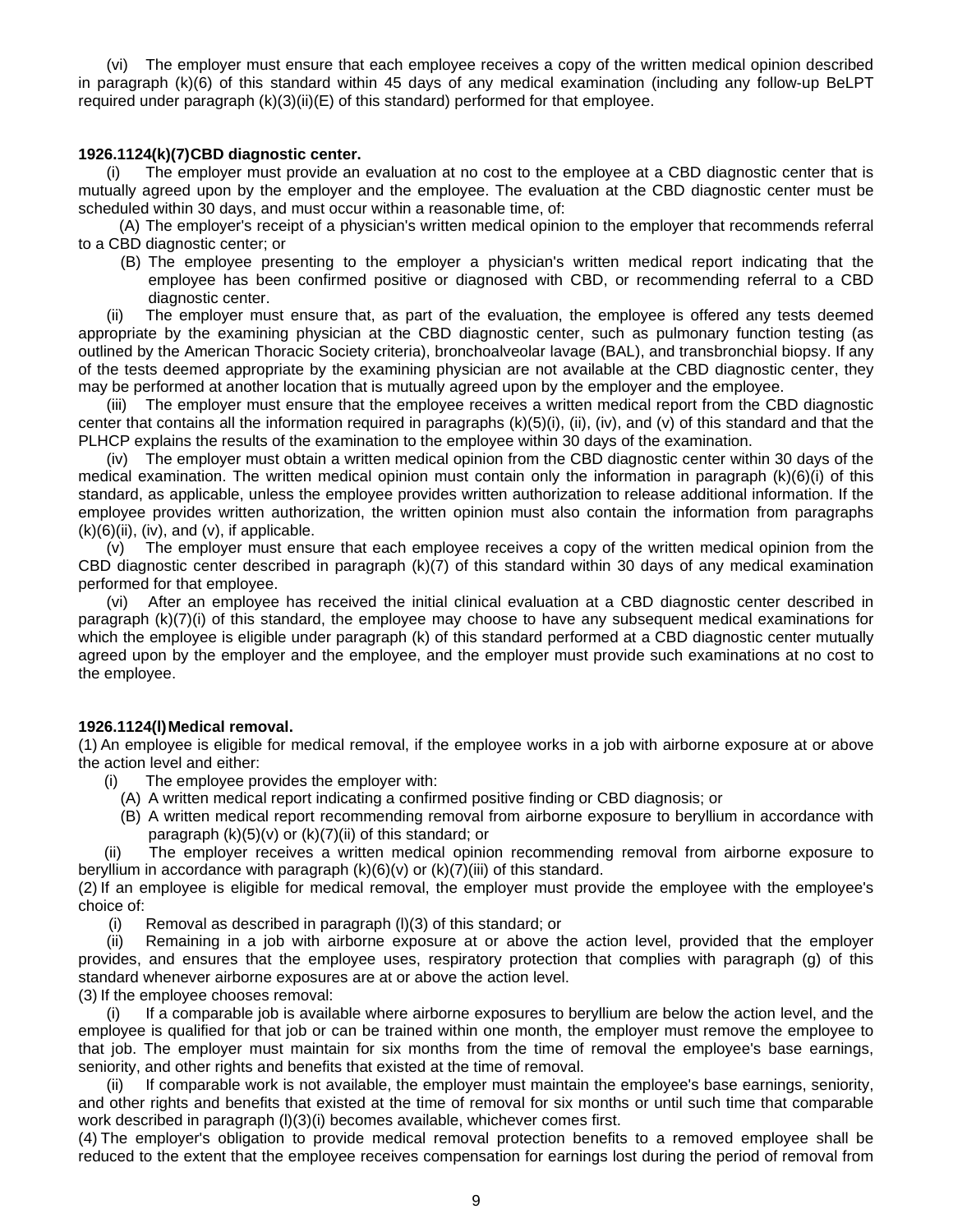(vi) The employer must ensure that each employee receives a copy of the written medical opinion described in paragraph (k)(6) of this standard within 45 days of any medical examination (including any follow-up BeLPT required under paragraph (k)(3)(ii)(E) of this standard) performed for that employee.

**1926.1124(k)(7) CBD diagnostic center.**

(i) The employer must provide an evaluation at no cost to the employee at a CBD diagnostic center that is mutually agreed upon by the employer and the employee. The evaluation at the CBD diagnostic center must be scheduled within 30 days, and must occur within a reasonable time, of:

(A) The employer's receipt of a physician's written medical opinion to the employer that recommends referral to a CBD diagnostic center; or

(B) The employee presenting to the employer a physician's written medical report indicating that the employee has been confirmed positive or diagnosed with CBD, or recommending referral to a CBD diagnostic center.

(ii) The employer must ensure that, as part of the evaluation, the employee is offered any tests deemed appropriate by the examining physician at the CBD diagnostic center, such as pulmonary function testing (as outlined by the American Thoracic Society criteria), bronchoalveolar lavage (BAL), and transbronchial biopsy. If any of the tests deemed appropriate by the examining physician are not available at the CBD diagnostic center, they may be performed at another location that is mutually agreed upon by the employer and the employee.

(iii) The employer must ensure that the employee receives a written medical report from the CBD diagnostic center that contains all the information required in paragraphs (k)(5)(i), (ii), (iv), and (v) of this standard and that the PLHCP explains the results of the examination to the employee within 30 days of the examination.

(iv) The employer must obtain a written medical opinion from the CBD diagnostic center within 30 days of the medical examination. The written medical opinion must contain only the information in paragraph (k)(6)(i) of this standard, as applicable, unless the employee provides written authorization to release additional information. If the employee provides written authorization, the written opinion must also contain the information from paragraphs (k)(6)(ii), (iv), and (v), if applicable.

(v) The employer must ensure that each employee receives a copy of the written medical opinion from the CBD diagnostic center described in paragraph (k)(7) of this standard within 30 days of any medical examination performed for that employee.

(vi) After an employee has received the initial clinical evaluation at a CBD diagnostic center described in paragraph (k)(7)(i) of this standard, the employee may choose to have any subsequent medical examinations for which the employee is eligible under paragraph (k) of this standard performed at a CBD diagnostic center mutually agreed upon by the employer and the employee, and the employer must provide such examinations at no cost to the employee.

**1926.1124(l) Medical removal.**

(1) An employee is eligible for medical removal, if the employee works in a job with airborne exposure at or above the action level and either:

(i) The employee provides the employer with:

(A) A written medical report indicating a confirmed positive finding or CBD diagnosis; or

(B) A written medical report recommending removal from airborne exposure to beryllium in accordance with paragraph (k)(5)(v) or (k)(7)(ii) of this standard; or

(ii) The employer receives a written medical opinion recommending removal from airborne exposure to beryllium in accordance with paragraph (k)(6)(v) or (k)(7)(iii) of this standard.

(2) If an employee is eligible for medical removal, the employer must provide the employee with the employee's choice of:

(i) Removal as described in paragraph (l)(3) of this standard; or

(ii) Remaining in a job with airborne exposure at or above the action level, provided that the employer provides, and ensures that the employee uses, respiratory protection that complies with paragraph (g) of this standard whenever airborne exposures are at or above the action level.

(3) If the employee chooses removal:

(i) If a comparable job is available where airborne exposures to beryllium are below the action level, and the employee is qualified for that job or can be trained within one month, the employer must remove the employee to that job. The employer must maintain for six months from the time of removal the employee's base earnings, seniority, and other rights and benefits that existed at the time of removal.

(ii) If comparable work is not available, the employer must maintain the employee's base earnings, seniority, and other rights and benefits that existed at the time of removal for six months or until such time that comparable work described in paragraph (l)(3)(i) becomes available, whichever comes first.

(4) The employer's obligation to provide medical removal protection benefits to a removed employee shall be reduced to the extent that the employee receives compensation for earnings lost during the period of removal from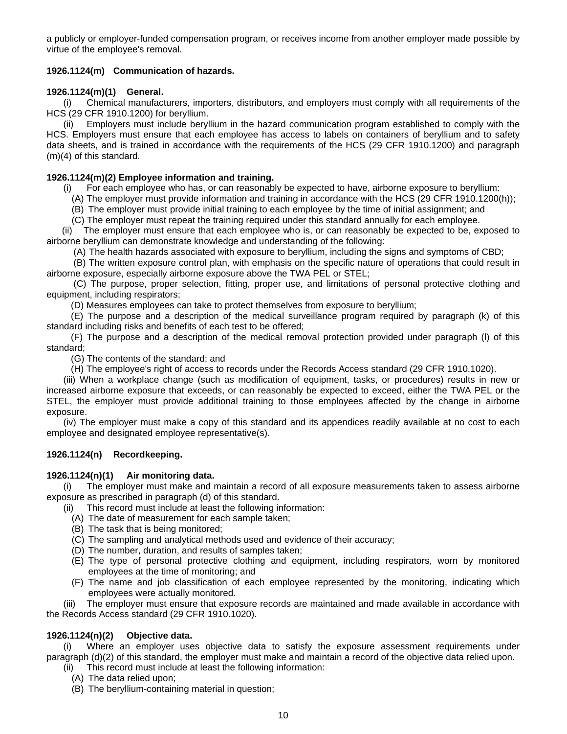a publicly or employer-funded compensation program, or receives income from another employer made possible by virtue of the employee's removal.

**1926.1124(m) Communication of hazards.**

**1926.1124(m)(1) General.**

(i) Chemical manufacturers, importers, distributors, and employers must comply with all requirements of the HCS (29 CFR 1910.1200) for beryllium.

(ii) Employers must include beryllium in the hazard communication program established to comply with the HCS. Employers must ensure that each employee has access to labels on containers of beryllium and to safety data sheets, and is trained in accordance with the requirements of the HCS (29 CFR 1910.1200) and paragraph (m)(4) of this standard.

**1926.1124(m)(2) Employee information and training.**

(i) For each employee who has, or can reasonably be expected to have, airborne exposure to beryllium:

(A) The employer must provide information and training in accordance with the HCS (29 CFR 1910.1200(h));

(B) The employer must provide initial training to each employee by the time of initial assignment; and

(C) The employer must repeat the training required under this standard annually for each employee.

(ii) The employer must ensure that each employee who is, or can reasonably be expected to be, exposed to airborne beryllium can demonstrate knowledge and understanding of the following:

(A) The health hazards associated with exposure to beryllium, including the signs and symptoms of CBD;

(B) The written exposure control plan, with emphasis on the specific nature of operations that could result in airborne exposure, especially airborne exposure above the TWA PEL or STEL;

(C) The purpose, proper selection, fitting, proper use, and limitations of personal protective clothing and equipment, including respirators;

(D) Measures employees can take to protect themselves from exposure to beryllium;

(E) The purpose and a description of the medical surveillance program required by paragraph (k) of this standard including risks and benefits of each test to be offered;

(F) The purpose and a description of the medical removal protection provided under paragraph (l) of this standard;

(G) The contents of the standard; and

(H) The employee's right of access to records under the Records Access standard (29 CFR 1910.1020).

(iii) When a workplace change (such as modification of equipment, tasks, or procedures) results in new or increased airborne exposure that exceeds, or can reasonably be expected to exceed, either the TWA PEL or the STEL, the employer must provide additional training to those employees affected by the change in airborne exposure.

(iv) The employer must make a copy of this standard and its appendices readily available at no cost to each employee and designated employee representative(s).

**1926.1124(n) Recordkeeping.**

**1926.1124(n)(1) Air monitoring data.**

(i) The employer must make and maintain a record of all exposure measurements taken to assess airborne exposure as prescribed in paragraph (d) of this standard.

(ii) This record must include at least the following information:

(A) The date of measurement for each sample taken;

(B) The task that is being monitored;

(C) The sampling and analytical methods used and evidence of their accuracy;

(D) The number, duration, and results of samples taken;

(E) The type of personal protective clothing and equipment, including respirators, worn by monitored employees at the time of monitoring; and

(F) The name and job classification of each employee represented by the monitoring, indicating which employees were actually monitored.

(iii) The employer must ensure that exposure records are maintained and made available in accordance with the Records Access standard (29 CFR 1910.1020).

**1926.1124(n)(2) Objective data.**

(i) Where an employer uses objective data to satisfy the exposure assessment requirements under paragraph (d)(2) of this standard, the employer must make and maintain a record of the objective data relied upon.

(ii) This record must include at least the following information:

(A) The data relied upon;

(B) The beryllium-containing material in question;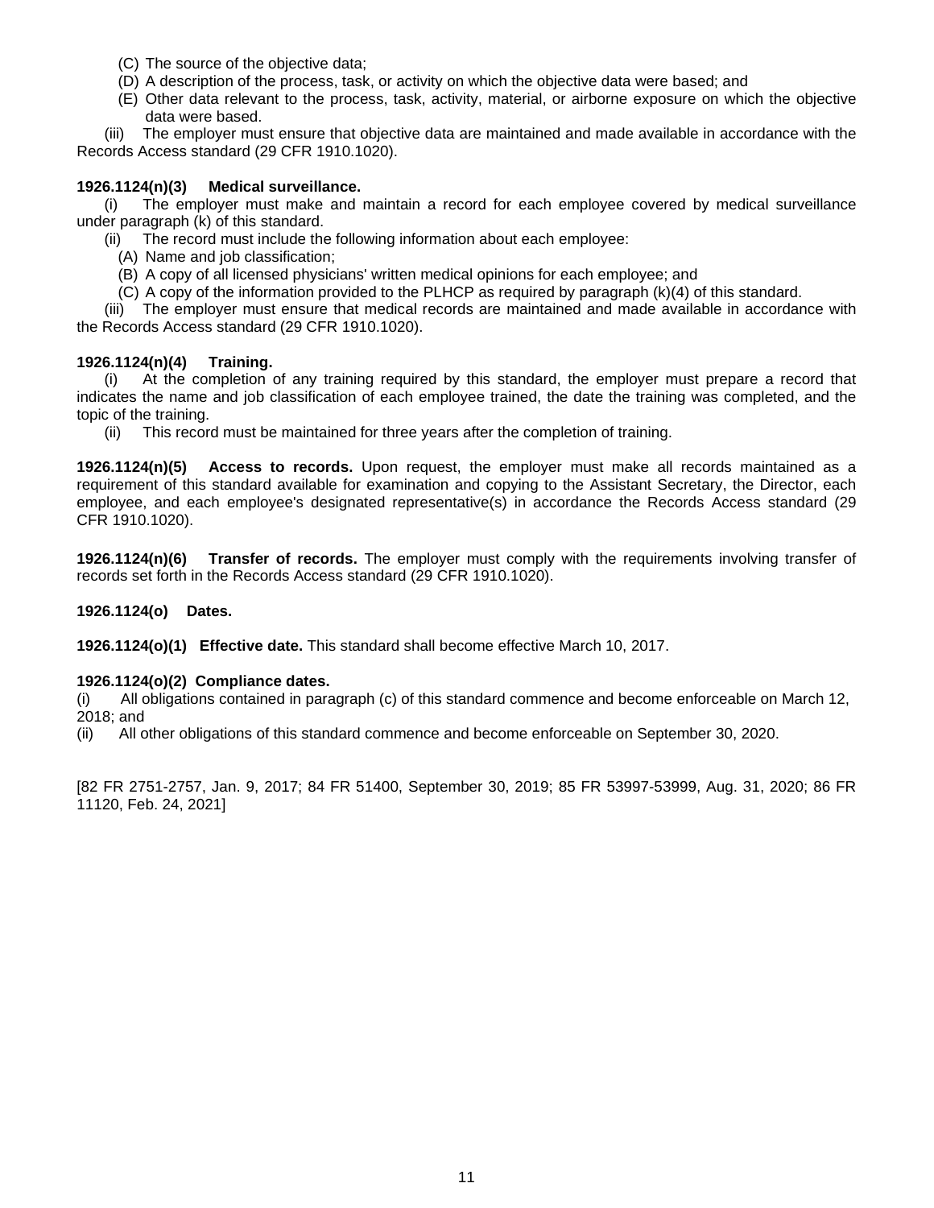(C) The source of the objective data;

(D) A description of the process, task, or activity on which the objective data were based; and

(E) Other data relevant to the process, task, activity, material, or airborne exposure on which the objective data were based.

(iii) The employer must ensure that objective data are maintained and made available in accordance with the Records Access standard (29 CFR 1910.1020).

**1926.1124(n)(3) Medical surveillance.**

(i) The employer must make and maintain a record for each employee covered by medical surveillance under paragraph (k) of this standard.

(ii) The record must include the following information about each employee:

(A) Name and job classification;

(B) A copy of all licensed physicians' written medical opinions for each employee; and

(C) A copy of the information provided to the PLHCP as required by paragraph (k)(4) of this standard.

(iii) The employer must ensure that medical records are maintained and made available in accordance with the Records Access standard (29 CFR 1910.1020).

**1926.1124(n)(4) Training.**

(i) At the completion of any training required by this standard, the employer must prepare a record that indicates the name and job classification of each employee trained, the date the training was completed, and the topic of the training.

(ii) This record must be maintained for three years after the completion of training.

**1926.1124(n)(5) Access to records.** Upon request, the employer must make all records maintained as a requirement of this standard available for examination and copying to the Assistant Secretary, the Director, each employee, and each employee's designated representative(s) in accordance the Records Access standard (29 CFR 1910.1020).

**1926.1124(n)(6) Transfer of records.** The employer must comply with the requirements involving transfer of records set forth in the Records Access standard (29 CFR 1910.1020).

**1926.1124(o) Dates.**

**1926.1124(o)(1) Effective date.** This standard shall become effective March 10, 2017.

**1926.1124(o)(2) Compliance dates.**

(i) All obligations contained in paragraph (c) of this standard commence and become enforceable on March 12, 2018; and

(ii) All other obligations of this standard commence and become enforceable on September 30, 2020.

[82 FR 2751-2757, Jan. 9, 2017; 84 FR 51400, September 30, 2019; 85 FR 53997-53999, Aug. 31, 2020; 86 FR 11120, Feb. 24, 2021]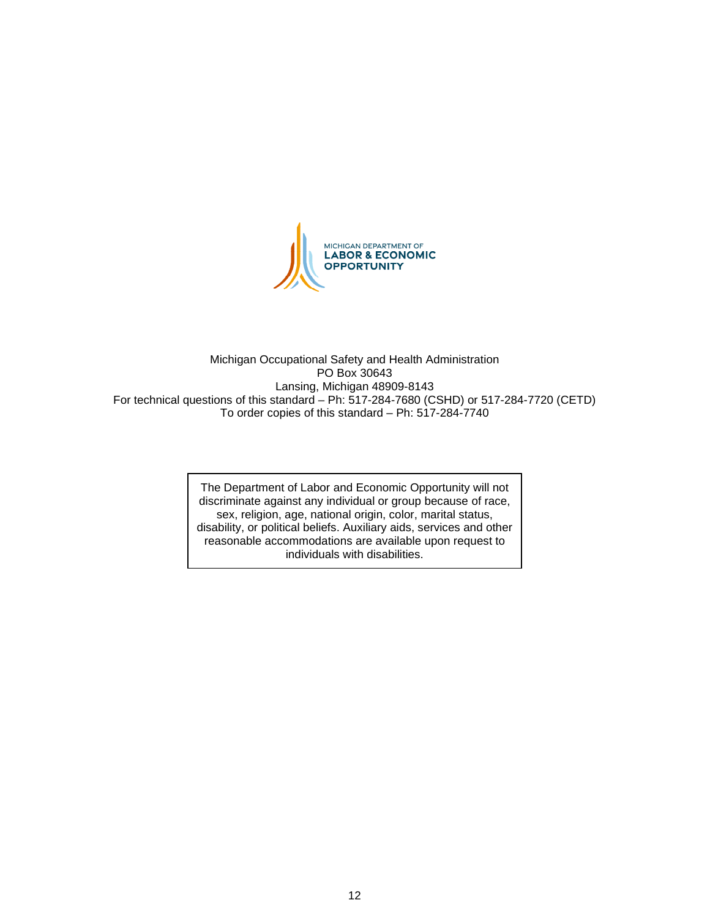MICHIGAN DEPARTMENT OF
LABOR & ECONOMIC
OPPORTUNITY

Michigan Occupational Safety and Health Administration
PO Box 30643
Lansing, Michigan 48909-8143
For technical questions of this standard – Ph: 517-284-7680 (CSHD) or 517-284-7720 (CETD)
To order copies of this standard – Ph: 517-284-7740

The Department of Labor and Economic Opportunity will not discriminate against any individual or group because of race, sex, religion, age, national origin, color, marital status, disability, or political beliefs. Auxiliary aids, services and other reasonable accommodations are available upon request to individuals with disabilities.